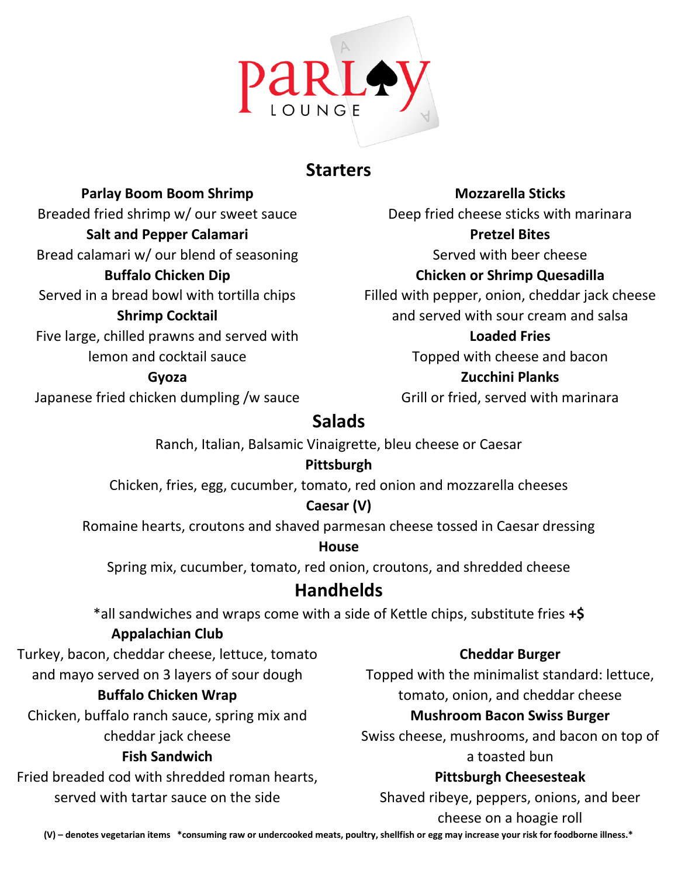# Parlay Lounge

## Starters

**Parlay Boom Boom Shrimp**
Breaded fried shrimp w/ our sweet sauce

**Salt and Pepper Calamari**
Bread calamari w/ our blend of seasoning

**Buffalo Chicken Dip**
Served in a bread bowl with tortilla chips

**Shrimp Cocktail**
Five large, chilled prawns and served with lemon and cocktail sauce

**Gyoza**
Japanese fried chicken dumpling /w sauce

**Mozzarella Sticks**
Deep fried cheese sticks with marinara

**Pretzel Bites**
Served with beer cheese

**Chicken or Shrimp Quesadilla**
Filled with pepper, onion, cheddar jack cheese and served with sour cream and salsa

**Loaded Fries**
Topped with cheese and bacon

**Zucchini Planks**
Grill or fried, served with marinara

## Salads

Ranch, Italian, Balsamic Vinaigrette, bleu cheese or Caesar

**Pittsburgh**
Chicken, fries, egg, cucumber, tomato, red onion and mozzarella cheeses

**Caesar (V)**
Romaine hearts, croutons and shaved parmesan cheese tossed in Caesar dressing

**House**
Spring mix, cucumber, tomato, red onion, croutons, and shredded cheese

## Handhelds

*all sandwiches and wraps come with a side of Kettle chips, substitute fries **+$**

**Appalachian Club**
Turkey, bacon, cheddar cheese, lettuce, tomato and mayo served on 3 layers of sour dough

**Buffalo Chicken Wrap**
Chicken, buffalo ranch sauce, spring mix and cheddar jack cheese

**Fish Sandwich**
Fried breaded cod with shredded roman hearts, served with tartar sauce on the side

**Cheddar Burger**
Topped with the minimalist standard: lettuce, tomato, onion, and cheddar cheese

**Mushroom Bacon Swiss Burger**
Swiss cheese, mushrooms, and bacon on top of a toasted bun

**Pittsburgh Cheesesteak**
Shaved ribeye, peppers, onions, and beer cheese on a hoagie roll

**(V) – denotes vegetarian items \*consuming raw or undercooked meats, poultry, shellfish or egg may increase your risk for foodborne illness.\***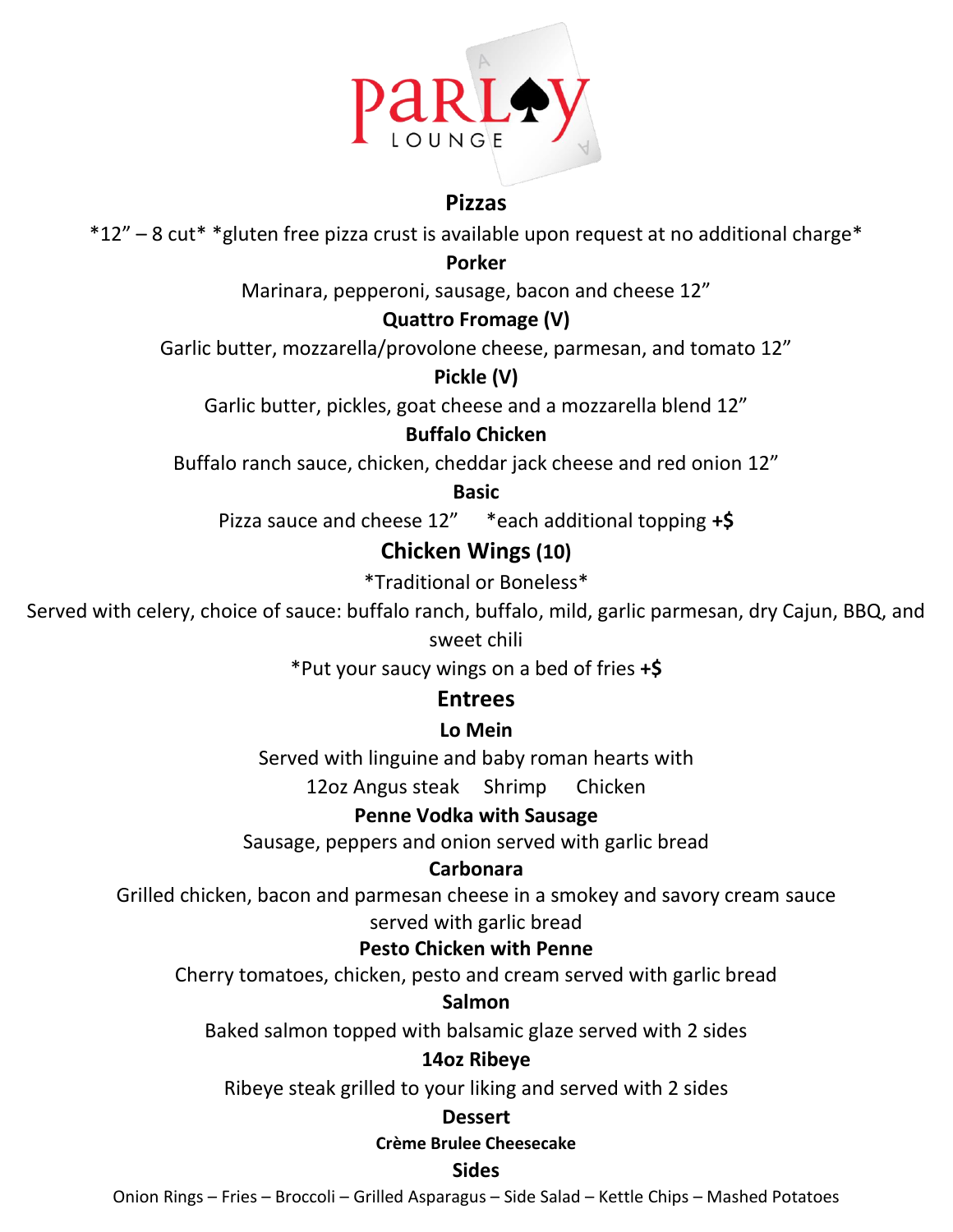# Parlay Lounge

## Pizzas

*12" – 8 cut* *gluten free pizza crust is available upon request at no additional charge*

**Porker**

Marinara, pepperoni, sausage, bacon and cheese 12"

**Quattro Fromage (V)**

Garlic butter, mozzarella/provolone cheese, parmesan, and tomato 12"

**Pickle (V)**

Garlic butter, pickles, goat cheese and a mozzarella blend 12"

**Buffalo Chicken**

Buffalo ranch sauce, chicken, cheddar jack cheese and red onion 12"

**Basic**

Pizza sauce and cheese 12" *each additional topping **+$**

## Chicken Wings (10)

*Traditional or Boneless*

Served with celery, choice of sauce: buffalo ranch, buffalo, mild, garlic parmesan, dry Cajun, BBQ, and sweet chili

*Put your saucy wings on a bed of fries **+$**

## Entrees

**Lo Mein**

Served with linguine and baby roman hearts with

12oz Angus steak Shrimp Chicken

**Penne Vodka with Sausage**

Sausage, peppers and onion served with garlic bread

**Carbonara**

Grilled chicken, bacon and parmesan cheese in a smokey and savory cream sauce served with garlic bread

**Pesto Chicken with Penne**

Cherry tomatoes, chicken, pesto and cream served with garlic bread

**Salmon**

Baked salmon topped with balsamic glaze served with 2 sides

**14oz Ribeye**

Ribeye steak grilled to your liking and served with 2 sides

## Dessert

**Crème Brulee Cheesecake**

## Sides

Onion Rings – Fries – Broccoli – Grilled Asparagus – Side Salad – Kettle Chips – Mashed Potatoes